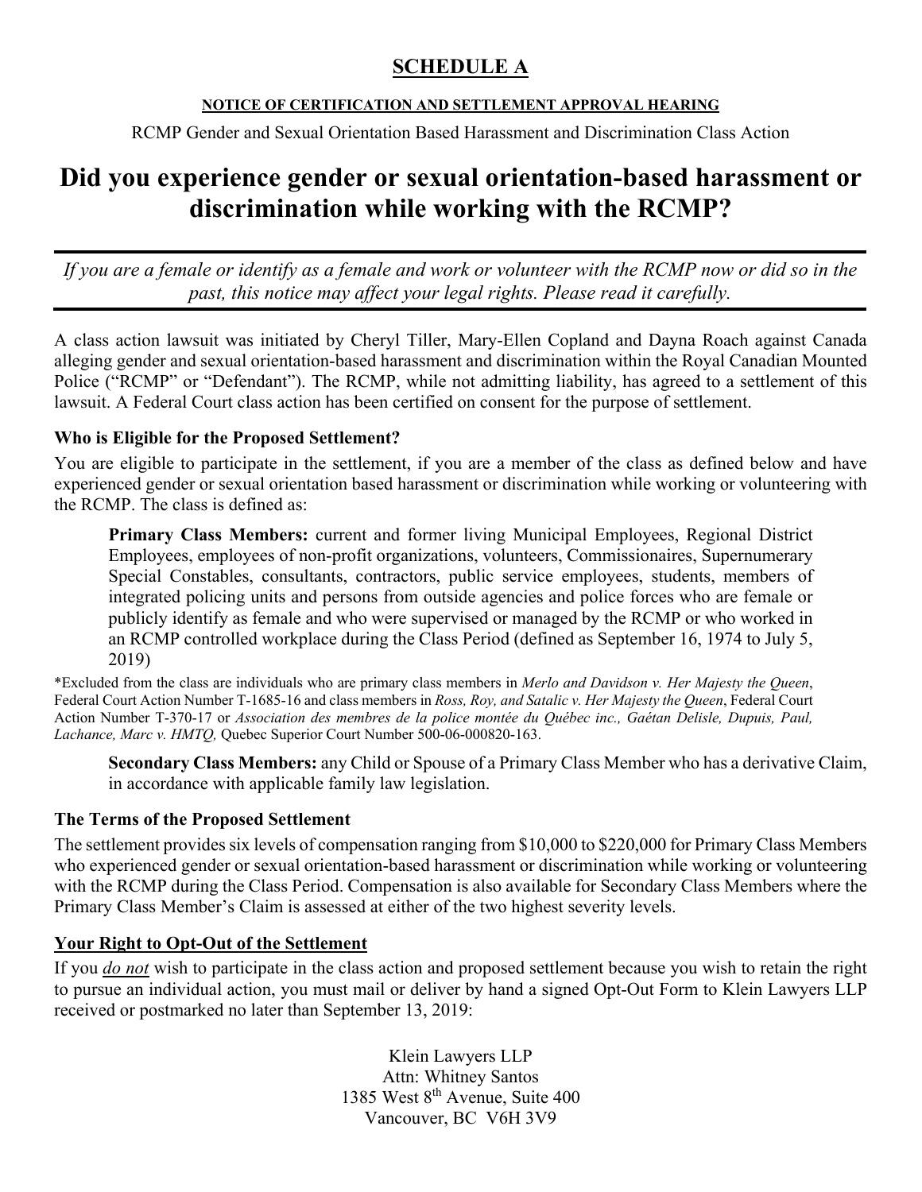# SCHEDULE A

**NOTICE OF CERTIFICATION AND SETTLEMENT APPROVAL HEARING**

RCMP Gender and Sexual Orientation Based Harassment and Discrimination Class Action

## Did you experience gender or sexual orientation-based harassment or discrimination while working with the RCMP?

---

*If you are a female or identify as a female and work or volunteer with the RCMP now or did so in the past, this notice may affect your legal rights. Please read it carefully.*

---

A class action lawsuit was initiated by Cheryl Tiller, Mary-Ellen Copland and Dayna Roach against Canada alleging gender and sexual orientation-based harassment and discrimination within the Royal Canadian Mounted Police ("RCMP" or "Defendant"). The RCMP, while not admitting liability, has agreed to a settlement of this lawsuit. A Federal Court class action has been certified on consent for the purpose of settlement.

### Who is Eligible for the Proposed Settlement?

You are eligible to participate in the settlement, if you are a member of the class as defined below and have experienced gender or sexual orientation based harassment or discrimination while working or volunteering with the RCMP. The class is defined as:

> **Primary Class Members:** current and former living Municipal Employees, Regional District Employees, employees of non-profit organizations, volunteers, Commissionaires, Supernumerary Special Constables, consultants, contractors, public service employees, students, members of integrated policing units and persons from outside agencies and police forces who are female or publicly identify as female and who were supervised or managed by the RCMP or who worked in an RCMP controlled workplace during the Class Period (defined as September 16, 1974 to July 5, 2019)

*Excluded from the class are individuals who are primary class members in *Merlo and Davidson v. Her Majesty the Queen*, Federal Court Action Number T-1685-16 and class members in *Ross, Roy, and Satalic v. Her Majesty the Queen*, Federal Court Action Number T-370-17 or *Association des membres de la police montée du Québec inc., Gaétan Delisle, Dupuis, Paul, Lachance, Marc v. HMTQ,* Quebec Superior Court Number 500-06-000820-163.

> **Secondary Class Members:** any Child or Spouse of a Primary Class Member who has a derivative Claim, in accordance with applicable family law legislation.

### The Terms of the Proposed Settlement

The settlement provides six levels of compensation ranging from $10,000 to $220,000 for Primary Class Members who experienced gender or sexual orientation-based harassment or discrimination while working or volunteering with the RCMP during the Class Period. Compensation is also available for Secondary Class Members where the Primary Class Member's Claim is assessed at either of the two highest severity levels.

### Your Right to Opt-Out of the Settlement

If you ***do not*** wish to participate in the class action and proposed settlement because you wish to retain the right to pursue an individual action, you must mail or deliver by hand a signed Opt-Out Form to Klein Lawyers LLP received or postmarked no later than September 13, 2019:

Klein Lawyers LLP  
Attn: Whitney Santos  
1385 West 8th Avenue, Suite 400  
Vancouver, BC V6H 3V9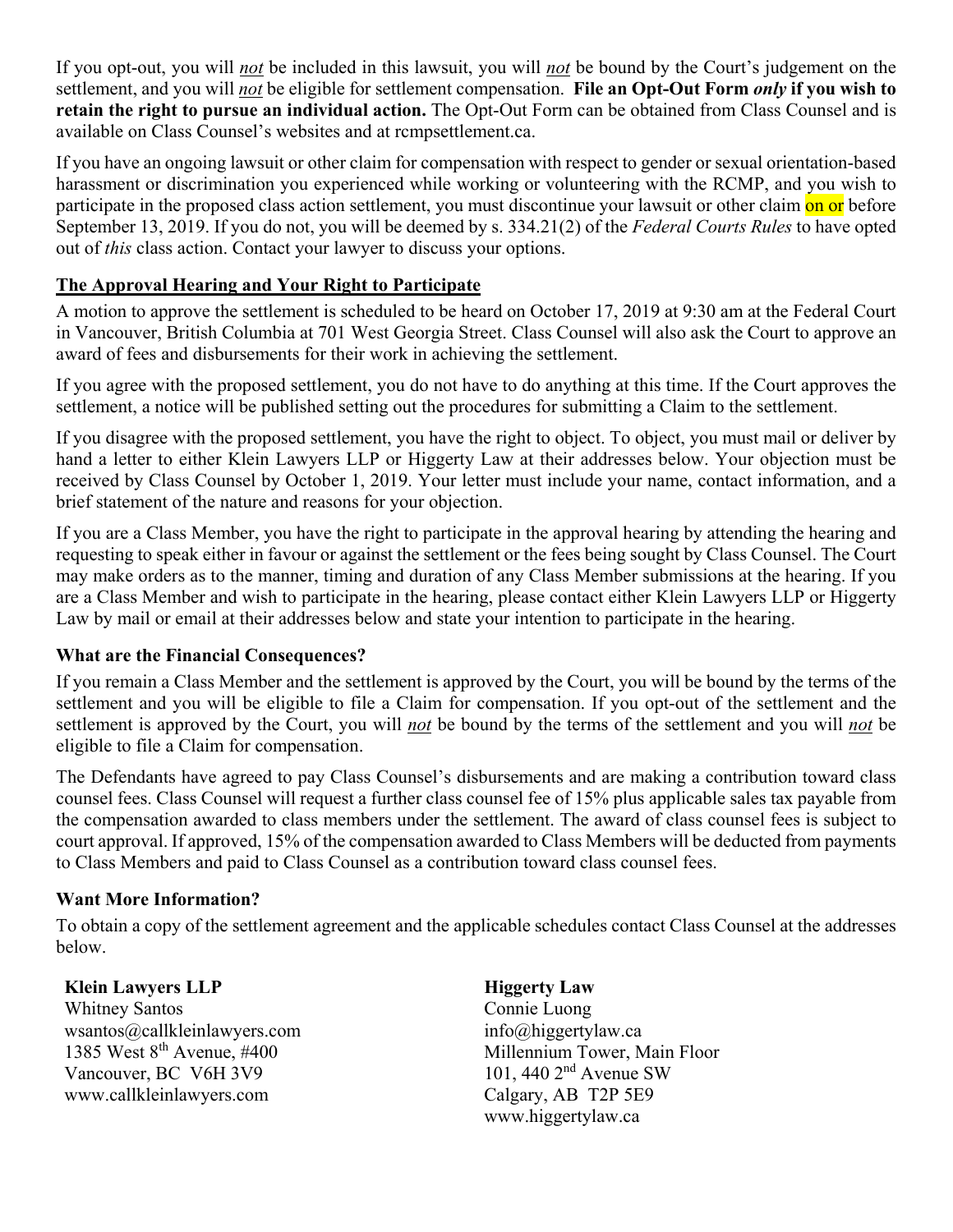If you opt-out, you will *not* be included in this lawsuit, you will *not* be bound by the Court's judgement on the settlement, and you will *not* be eligible for settlement compensation. **File an Opt-Out Form *only* if you wish to retain the right to pursue an individual action.** The Opt-Out Form can be obtained from Class Counsel and is available on Class Counsel's websites and at rcmpsettlement.ca.

If you have an ongoing lawsuit or other claim for compensation with respect to gender or sexual orientation-based harassment or discrimination you experienced while working or volunteering with the RCMP, and you wish to participate in the proposed class action settlement, you must discontinue your lawsuit or other claim on or before September 13, 2019. If you do not, you will be deemed by s. 334.21(2) of the *Federal Courts Rules* to have opted out of *this* class action. Contact your lawyer to discuss your options.

## The Approval Hearing and Your Right to Participate

A motion to approve the settlement is scheduled to be heard on October 17, 2019 at 9:30 am at the Federal Court in Vancouver, British Columbia at 701 West Georgia Street. Class Counsel will also ask the Court to approve an award of fees and disbursements for their work in achieving the settlement.

If you agree with the proposed settlement, you do not have to do anything at this time. If the Court approves the settlement, a notice will be published setting out the procedures for submitting a Claim to the settlement.

If you disagree with the proposed settlement, you have the right to object. To object, you must mail or deliver by hand a letter to either Klein Lawyers LLP or Higgerty Law at their addresses below. Your objection must be received by Class Counsel by October 1, 2019. Your letter must include your name, contact information, and a brief statement of the nature and reasons for your objection.

If you are a Class Member, you have the right to participate in the approval hearing by attending the hearing and requesting to speak either in favour or against the settlement or the fees being sought by Class Counsel. The Court may make orders as to the manner, timing and duration of any Class Member submissions at the hearing. If you are a Class Member and wish to participate in the hearing, please contact either Klein Lawyers LLP or Higgerty Law by mail or email at their addresses below and state your intention to participate in the hearing.

## What are the Financial Consequences?

If you remain a Class Member and the settlement is approved by the Court, you will be bound by the terms of the settlement and you will be eligible to file a Claim for compensation. If you opt-out of the settlement and the settlement is approved by the Court, you will *not* be bound by the terms of the settlement and you will *not* be eligible to file a Claim for compensation.

The Defendants have agreed to pay Class Counsel's disbursements and are making a contribution toward class counsel fees. Class Counsel will request a further class counsel fee of 15% plus applicable sales tax payable from the compensation awarded to class members under the settlement. The award of class counsel fees is subject to court approval. If approved, 15% of the compensation awarded to Class Members will be deducted from payments to Class Members and paid to Class Counsel as a contribution toward class counsel fees.

## Want More Information?

To obtain a copy of the settlement agreement and the applicable schedules contact Class Counsel at the addresses below.

**Klein Lawyers LLP**
Whitney Santos
wsantos@callkleinlawyers.com
1385 West 8th Avenue, #400
Vancouver, BC V6H 3V9
www.callkleinlawyers.com

**Higgerty Law**
Connie Luong
info@higgertylaw.ca
Millennium Tower, Main Floor
101, 440 2nd Avenue SW
Calgary, AB T2P 5E9
www.higgertylaw.ca